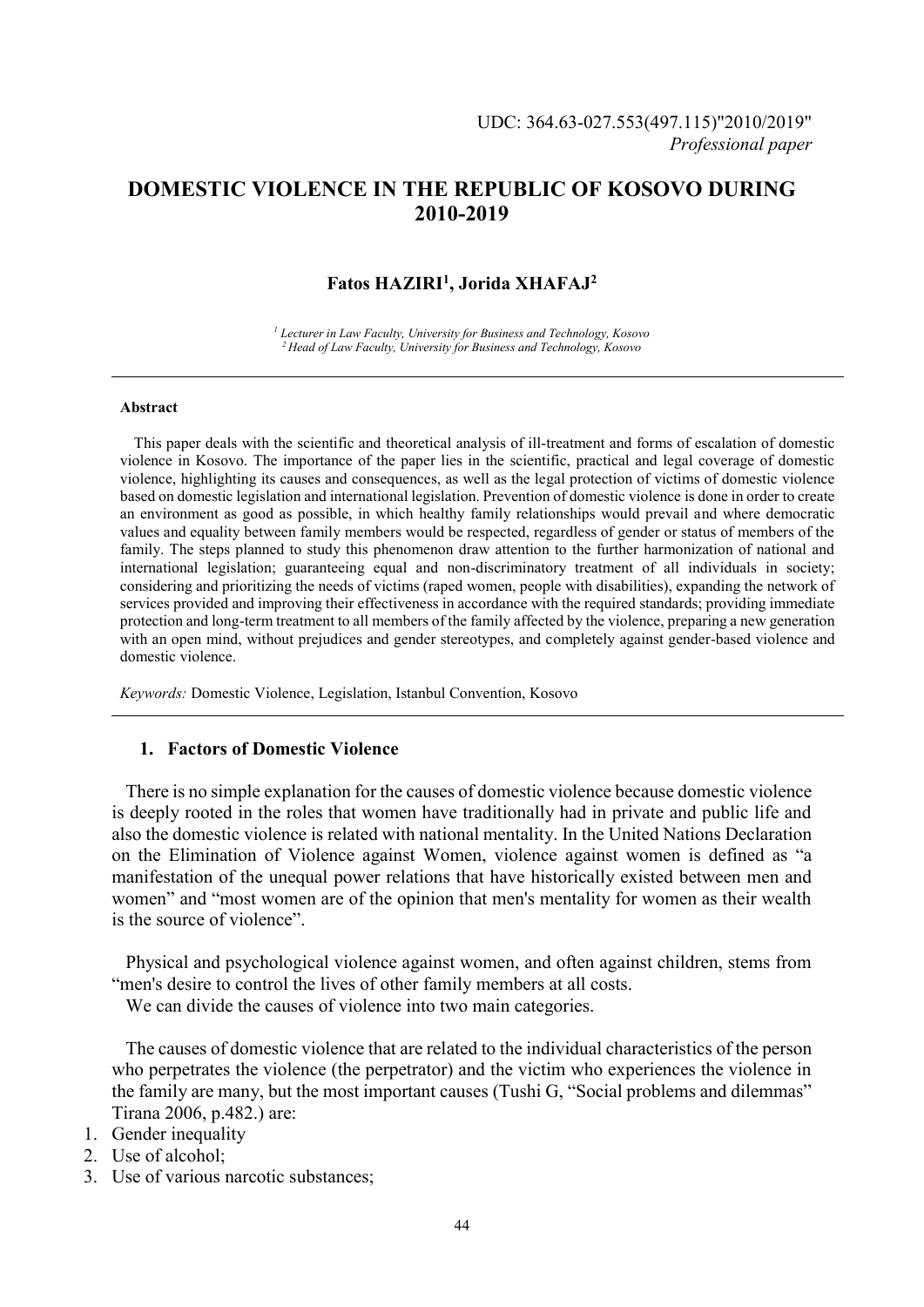UDC: 364.63-027.553(497.115)"2010/2019"
*Professional paper*

# DOMESTIC VIOLENCE IN THE REPUBLIC OF KOSOVO DURING 2010-2019

**Fatos HAZIRI[1], Jorida XHAFAJ[2]**

*[1] Lecturer in Law Faculty, University for Business and Technology, Kosovo*
*[2] Head of Law Faculty, University for Business and Technology, Kosovo*

---

**Abstract**

This paper deals with the scientific and theoretical analysis of ill-treatment and forms of escalation of domestic violence in Kosovo. The importance of the paper lies in the scientific, practical and legal coverage of domestic violence, highlighting its causes and consequences, as well as the legal protection of victims of domestic violence based on domestic legislation and international legislation. Prevention of domestic violence is done in order to create an environment as good as possible, in which healthy family relationships would prevail and where democratic values and equality between family members would be respected, regardless of gender or status of members of the family. The steps planned to study this phenomenon draw attention to the further harmonization of national and international legislation; guaranteeing equal and non-discriminatory treatment of all individuals in society; considering and prioritizing the needs of victims (raped women, people with disabilities), expanding the network of services provided and improving their effectiveness in accordance with the required standards; providing immediate protection and long-term treatment to all members of the family affected by the violence, preparing a new generation with an open mind, without prejudices and gender stereotypes, and completely against gender-based violence and domestic violence.

*Keywords:* Domestic Violence, Legislation, Istanbul Convention, Kosovo

---

## 1. Factors of Domestic Violence

There is no simple explanation for the causes of domestic violence because domestic violence is deeply rooted in the roles that women have traditionally had in private and public life and also the domestic violence is related with national mentality. In the United Nations Declaration on the Elimination of Violence against Women, violence against women is defined as "a manifestation of the unequal power relations that have historically existed between men and women" and "most women are of the opinion that men's mentality for women as their wealth is the source of violence".

Physical and psychological violence against women, and often against children, stems from "men's desire to control the lives of other family members at all costs.

We can divide the causes of violence into two main categories.

The causes of domestic violence that are related to the individual characteristics of the person who perpetrates the violence (the perpetrator) and the victim who experiences the violence in the family are many, but the most important causes (Tushi G, "Social problems and dilemmas" Tirana 2006, p.482.) are:

1. Gender inequality
2. Use of alcohol;
3. Use of various narcotic substances;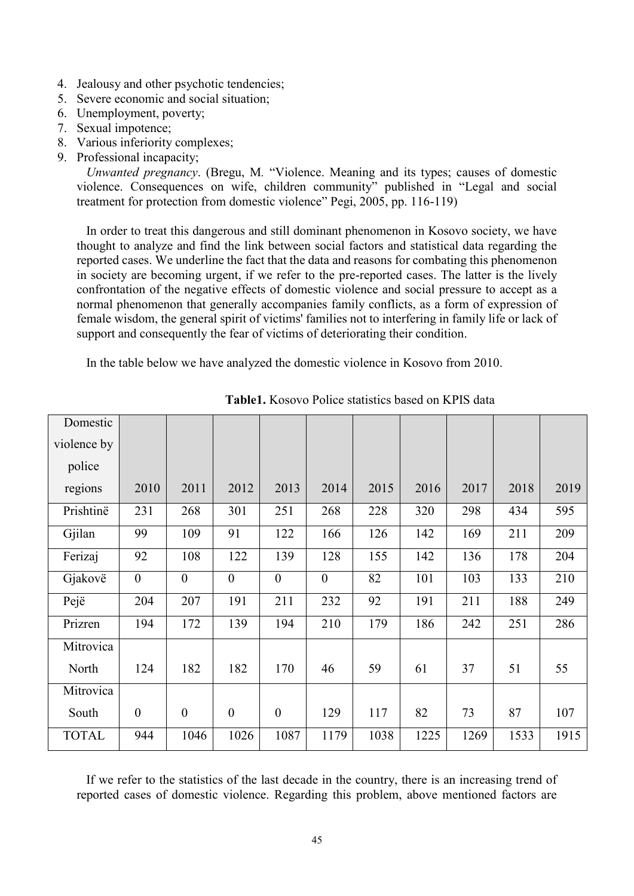4. Jealousy and other psychotic tendencies;
5. Severe economic and social situation;
6. Unemployment, poverty;
7. Sexual impotence;
8. Various inferiority complexes;
9. Professional incapacity;

*Unwanted pregnancy*. (Bregu, M. "Violence. Meaning and its types; causes of domestic violence. Consequences on wife, children community" published in "Legal and social treatment for protection from domestic violence" Pegi, 2005, pp. 116-119)

In order to treat this dangerous and still dominant phenomenon in Kosovo society, we have thought to analyze and find the link between social factors and statistical data regarding the reported cases. We underline the fact that the data and reasons for combating this phenomenon in society are becoming urgent, if we refer to the pre-reported cases. The latter is the lively confrontation of the negative effects of domestic violence and social pressure to accept as a normal phenomenon that generally accompanies family conflicts, as a form of expression of female wisdom, the general spirit of victims' families not to interfering in family life or lack of support and consequently the fear of victims of deteriorating their condition.

In the table below we have analyzed the domestic violence in Kosovo from 2010.

**Table1.** Kosovo Police statistics based on KPIS data

| Domestic violence by police regions | 2010 | 2011 | 2012 | 2013 | 2014 | 2015 | 2016 | 2017 | 2018 | 2019 |
|---|---|---|---|---|---|---|---|---|---|---|
| Prishtinë | 231 | 268 | 301 | 251 | 268 | 228 | 320 | 298 | 434 | 595 |
| Gjilan | 99 | 109 | 91 | 122 | 166 | 126 | 142 | 169 | 211 | 209 |
| Ferizaj | 92 | 108 | 122 | 139 | 128 | 155 | 142 | 136 | 178 | 204 |
| Gjakovë | 0 | 0 | 0 | 0 | 0 | 82 | 101 | 103 | 133 | 210 |
| Pejë | 204 | 207 | 191 | 211 | 232 | 92 | 191 | 211 | 188 | 249 |
| Prizren | 194 | 172 | 139 | 194 | 210 | 179 | 186 | 242 | 251 | 286 |
| Mitrovica North | 124 | 182 | 182 | 170 | 46 | 59 | 61 | 37 | 51 | 55 |
| Mitrovica South | 0 | 0 | 0 | 0 | 129 | 117 | 82 | 73 | 87 | 107 |
| TOTAL | 944 | 1046 | 1026 | 1087 | 1179 | 1038 | 1225 | 1269 | 1533 | 1915 |

If we refer to the statistics of the last decade in the country, there is an increasing trend of reported cases of domestic violence. Regarding this problem, above mentioned factors are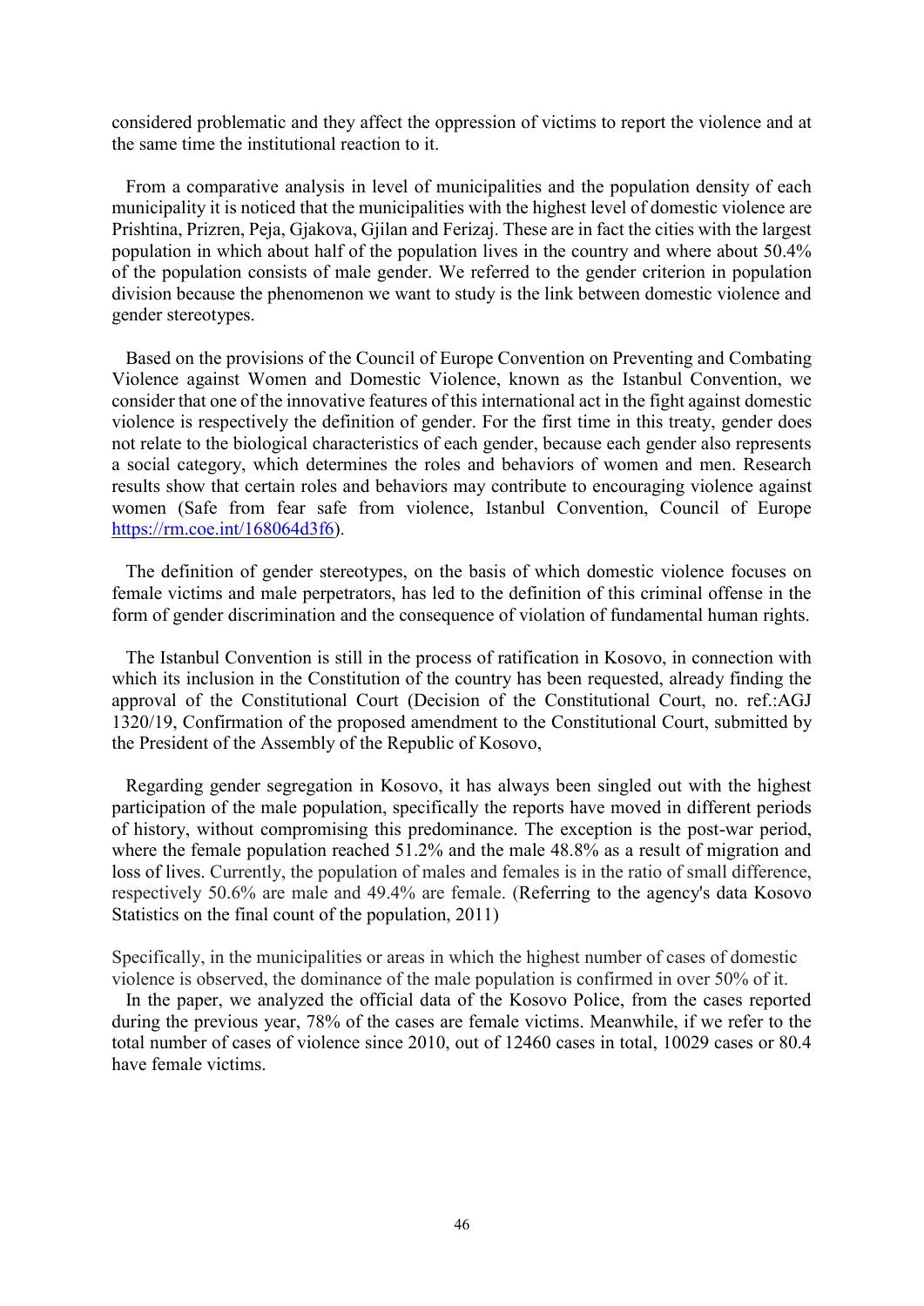considered problematic and they affect the oppression of victims to report the violence and at the same time the institutional reaction to it.

From a comparative analysis in level of municipalities and the population density of each municipality it is noticed that the municipalities with the highest level of domestic violence are Prishtina, Prizren, Peja, Gjakova, Gjilan and Ferizaj. These are in fact the cities with the largest population in which about half of the population lives in the country and where about 50.4% of the population consists of male gender. We referred to the gender criterion in population division because the phenomenon we want to study is the link between domestic violence and gender stereotypes.

Based on the provisions of the Council of Europe Convention on Preventing and Combating Violence against Women and Domestic Violence, known as the Istanbul Convention, we consider that one of the innovative features of this international act in the fight against domestic violence is respectively the definition of gender. For the first time in this treaty, gender does not relate to the biological characteristics of each gender, because each gender also represents a social category, which determines the roles and behaviors of women and men. Research results show that certain roles and behaviors may contribute to encouraging violence against women (Safe from fear safe from violence, Istanbul Convention, Council of Europe https://rm.coe.int/168064d3f6).

The definition of gender stereotypes, on the basis of which domestic violence focuses on female victims and male perpetrators, has led to the definition of this criminal offense in the form of gender discrimination and the consequence of violation of fundamental human rights.

The Istanbul Convention is still in the process of ratification in Kosovo, in connection with which its inclusion in the Constitution of the country has been requested, already finding the approval of the Constitutional Court (Decision of the Constitutional Court, no. ref.:AGJ 1320/19, Confirmation of the proposed amendment to the Constitutional Court, submitted by the President of the Assembly of the Republic of Kosovo,

Regarding gender segregation in Kosovo, it has always been singled out with the highest participation of the male population, specifically the reports have moved in different periods of history, without compromising this predominance. The exception is the post-war period, where the female population reached 51.2% and the male 48.8% as a result of migration and loss of lives. Currently, the population of males and females is in the ratio of small difference, respectively 50.6% are male and 49.4% are female. (Referring to the agency's data Kosovo Statistics on the final count of the population, 2011)

Specifically, in the municipalities or areas in which the highest number of cases of domestic violence is observed, the dominance of the male population is confirmed in over 50% of it.

In the paper, we analyzed the official data of the Kosovo Police, from the cases reported during the previous year, 78% of the cases are female victims. Meanwhile, if we refer to the total number of cases of violence since 2010, out of 12460 cases in total, 10029 cases or 80.4 have female victims.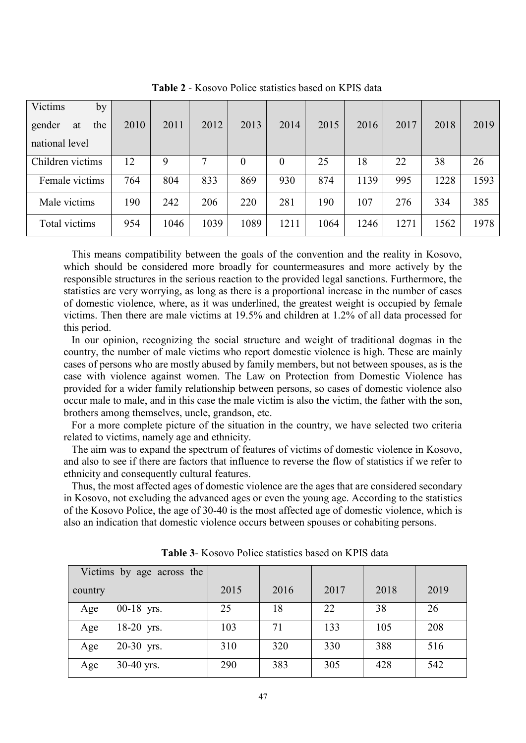**Table 2** - Kosovo Police statistics based on KPIS data

| Victims by gender at the national level | 2010 | 2011 | 2012 | 2013 | 2014 | 2015 | 2016 | 2017 | 2018 | 2019 |
|---|---|---|---|---|---|---|---|---|---|---|
| Children victims | 12 | 9 | 7 | 0 | 0 | 25 | 18 | 22 | 38 | 26 |
| Female victims | 764 | 804 | 833 | 869 | 930 | 874 | 1139 | 995 | 1228 | 1593 |
| Male victims | 190 | 242 | 206 | 220 | 281 | 190 | 107 | 276 | 334 | 385 |
| Total victims | 954 | 1046 | 1039 | 1089 | 1211 | 1064 | 1246 | 1271 | 1562 | 1978 |

This means compatibility between the goals of the convention and the reality in Kosovo, which should be considered more broadly for countermeasures and more actively by the responsible structures in the serious reaction to the provided legal sanctions. Furthermore, the statistics are very worrying, as long as there is a proportional increase in the number of cases of domestic violence, where, as it was underlined, the greatest weight is occupied by female victims. Then there are male victims at 19.5% and children at 1.2% of all data processed for this period.

In our opinion, recognizing the social structure and weight of traditional dogmas in the country, the number of male victims who report domestic violence is high. These are mainly cases of persons who are mostly abused by family members, but not between spouses, as is the case with violence against women. The Law on Protection from Domestic Violence has provided for a wider family relationship between persons, so cases of domestic violence also occur male to male, and in this case the male victim is also the victim, the father with the son, brothers among themselves, uncle, grandson, etc.

For a more complete picture of the situation in the country, we have selected two criteria related to victims, namely age and ethnicity.

The aim was to expand the spectrum of features of victims of domestic violence in Kosovo, and also to see if there are factors that influence to reverse the flow of statistics if we refer to ethnicity and consequently cultural features.

Thus, the most affected ages of domestic violence are the ages that are considered secondary in Kosovo, not excluding the advanced ages or even the young age. According to the statistics of the Kosovo Police, the age of 30-40 is the most affected age of domestic violence, which is also an indication that domestic violence occurs between spouses or cohabiting persons.

**Table 3**- Kosovo Police statistics based on KPIS data

| Victims by age across the country | 2015 | 2016 | 2017 | 2018 | 2019 |
|---|---|---|---|---|---|
| Age 00-18 yrs. | 25 | 18 | 22 | 38 | 26 |
| Age 18-20 yrs. | 103 | 71 | 133 | 105 | 208 |
| Age 20-30 yrs. | 310 | 320 | 330 | 388 | 516 |
| Age 30-40 yrs. | 290 | 383 | 305 | 428 | 542 |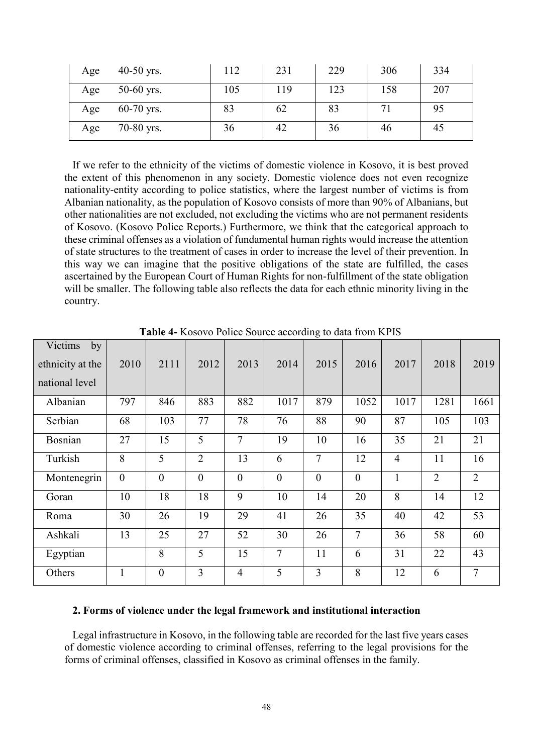| Age | 40-50 yrs. | 112 | 231 | 229 | 306 | 334 |
|---|---|---|---|---|---|---|
| Age | 50-60 yrs. | 105 | 119 | 123 | 158 | 207 |
| Age | 60-70 yrs. | 83 | 62 | 83 | 71 | 95 |
| Age | 70-80 yrs. | 36 | 42 | 36 | 46 | 45 |

If we refer to the ethnicity of the victims of domestic violence in Kosovo, it is best proved the extent of this phenomenon in any society. Domestic violence does not even recognize nationality-entity according to police statistics, where the largest number of victims is from Albanian nationality, as the population of Kosovo consists of more than 90% of Albanians, but other nationalities are not excluded, not excluding the victims who are not permanent residents of Kosovo. (Kosovo Police Reports.) Furthermore, we think that the categorical approach to these criminal offenses as a violation of fundamental human rights would increase the attention of state structures to the treatment of cases in order to increase the level of their prevention. In this way we can imagine that the positive obligations of the state are fulfilled, the cases ascertained by the European Court of Human Rights for non-fulfillment of the state obligation will be smaller. The following table also reflects the data for each ethnic minority living in the country.

**Table 4-** Kosovo Police Source according to data from KPIS

| Victims by ethnicity at the national level | 2010 | 2111 | 2012 | 2013 | 2014 | 2015 | 2016 | 2017 | 2018 | 2019 |
|---|---|---|---|---|---|---|---|---|---|---|
| Albanian | 797 | 846 | 883 | 882 | 1017 | 879 | 1052 | 1017 | 1281 | 1661 |
| Serbian | 68 | 103 | 77 | 78 | 76 | 88 | 90 | 87 | 105 | 103 |
| Bosnian | 27 | 15 | 5 | 7 | 19 | 10 | 16 | 35 | 21 | 21 |
| Turkish | 8 | 5 | 2 | 13 | 6 | 7 | 12 | 4 | 11 | 16 |
| Montenegrin | 0 | 0 | 0 | 0 | 0 | 0 | 0 | 1 | 2 | 2 |
| Goran | 10 | 18 | 18 | 9 | 10 | 14 | 20 | 8 | 14 | 12 |
| Roma | 30 | 26 | 19 | 29 | 41 | 26 | 35 | 40 | 42 | 53 |
| Ashkali | 13 | 25 | 27 | 52 | 30 | 26 | 7 | 36 | 58 | 60 |
| Egyptian | | 8 | 5 | 15 | 7 | 11 | 6 | 31 | 22 | 43 |
| Others | 1 | 0 | 3 | 4 | 5 | 3 | 8 | 12 | 6 | 7 |

## 2. Forms of violence under the legal framework and institutional interaction

Legal infrastructure in Kosovo, in the following table are recorded for the last five years cases of domestic violence according to criminal offenses, referring to the legal provisions for the forms of criminal offenses, classified in Kosovo as criminal offenses in the family.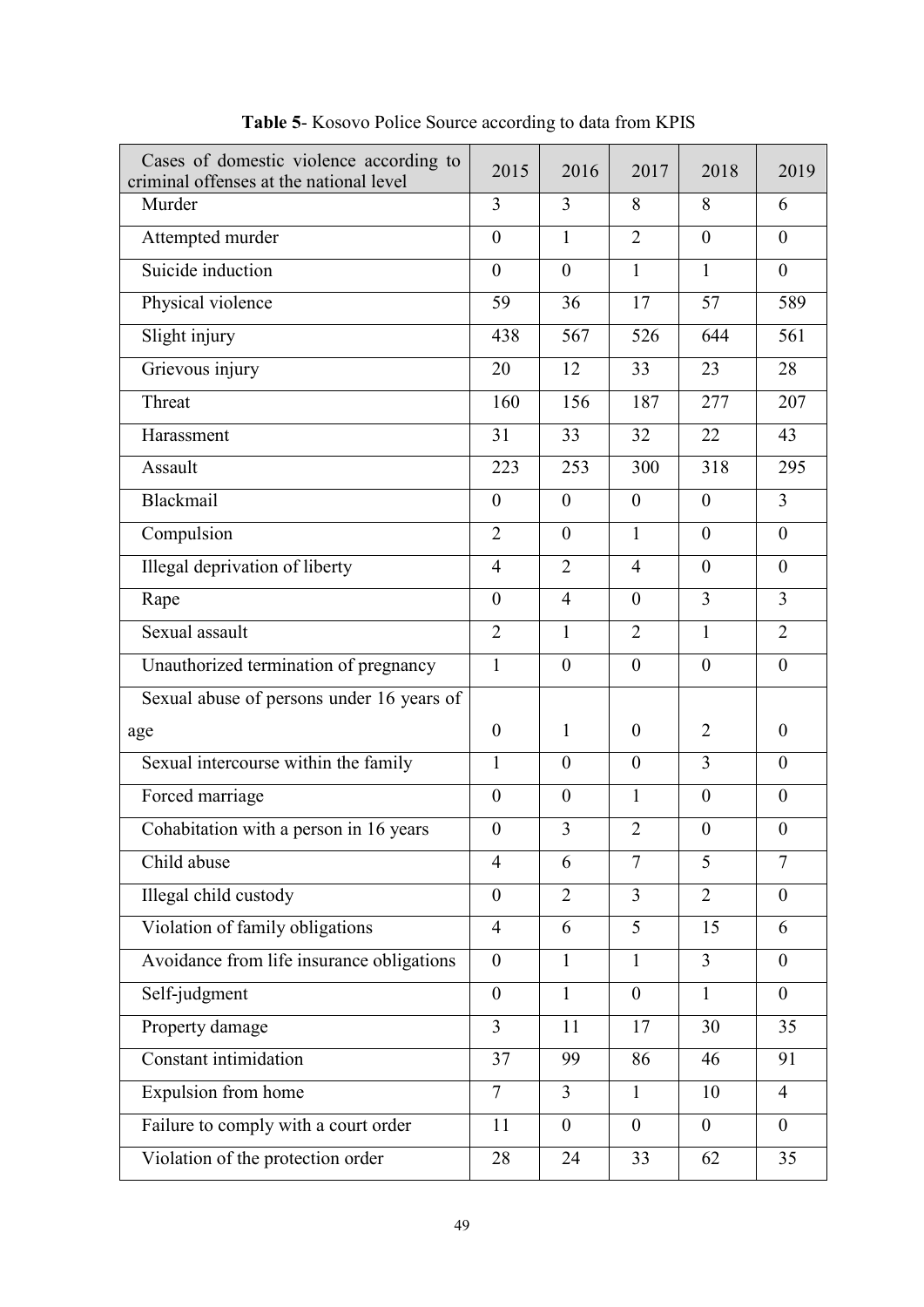**Table 5**- Kosovo Police Source according to data from KPIS

| Cases of domestic violence according to criminal offenses at the national level | 2015 | 2016 | 2017 | 2018 | 2019 |
|---|---|---|---|---|---|
| Murder | 3 | 3 | 8 | 8 | 6 |
| Attempted murder | 0 | 1 | 2 | 0 | 0 |
| Suicide induction | 0 | 0 | 1 | 1 | 0 |
| Physical violence | 59 | 36 | 17 | 57 | 589 |
| Slight injury | 438 | 567 | 526 | 644 | 561 |
| Grievous injury | 20 | 12 | 33 | 23 | 28 |
| Threat | 160 | 156 | 187 | 277 | 207 |
| Harassment | 31 | 33 | 32 | 22 | 43 |
| Assault | 223 | 253 | 300 | 318 | 295 |
| Blackmail | 0 | 0 | 0 | 0 | 3 |
| Compulsion | 2 | 0 | 1 | 0 | 0 |
| Illegal deprivation of liberty | 4 | 2 | 4 | 0 | 0 |
| Rape | 0 | 4 | 0 | 3 | 3 |
| Sexual assault | 2 | 1 | 2 | 1 | 2 |
| Unauthorized termination of pregnancy | 1 | 0 | 0 | 0 | 0 |
| Sexual abuse of persons under 16 years of age | 0 | 1 | 0 | 2 | 0 |
| Sexual intercourse within the family | 1 | 0 | 0 | 3 | 0 |
| Forced marriage | 0 | 0 | 1 | 0 | 0 |
| Cohabitation with a person in 16 years | 0 | 3 | 2 | 0 | 0 |
| Child abuse | 4 | 6 | 7 | 5 | 7 |
| Illegal child custody | 0 | 2 | 3 | 2 | 0 |
| Violation of family obligations | 4 | 6 | 5 | 15 | 6 |
| Avoidance from life insurance obligations | 0 | 1 | 1 | 3 | 0 |
| Self-judgment | 0 | 1 | 0 | 1 | 0 |
| Property damage | 3 | 11 | 17 | 30 | 35 |
| Constant intimidation | 37 | 99 | 86 | 46 | 91 |
| Expulsion from home | 7 | 3 | 1 | 10 | 4 |
| Failure to comply with a court order | 11 | 0 | 0 | 0 | 0 |
| Violation of the protection order | 28 | 24 | 33 | 62 | 35 |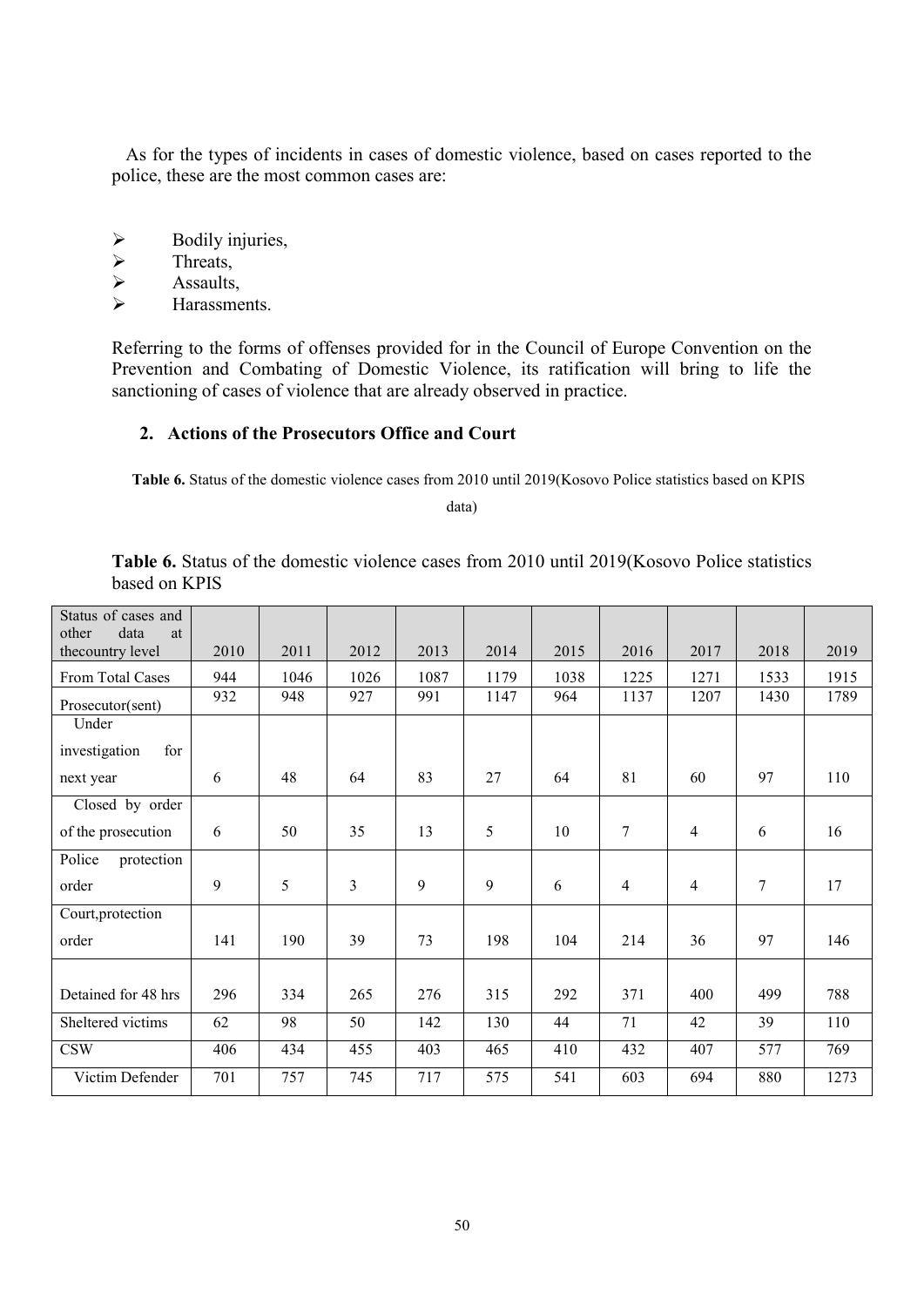As for the types of incidents in cases of domestic violence, based on cases reported to the police, these are the most common cases are:

- Bodily injuries,
- Threats,
- Assaults,
- Harassments.

Referring to the forms of offenses provided for in the Council of Europe Convention on the Prevention and Combating of Domestic Violence, its ratification will bring to life the sanctioning of cases of violence that are already observed in practice.

## 2. Actions of the Prosecutors Office and Court

**Table 6.** Status of the domestic violence cases from 2010 until 2019(Kosovo Police statistics based on KPIS data)

**Table 6.** Status of the domestic violence cases from 2010 until 2019(Kosovo Police statistics based on KPIS

| Status of cases and other data at thecountry level | 2010 | 2011 | 2012 | 2013 | 2014 | 2015 | 2016 | 2017 | 2018 | 2019 |
|---|---|---|---|---|---|---|---|---|---|---|
| From Total Cases | 944 | 1046 | 1026 | 1087 | 1179 | 1038 | 1225 | 1271 | 1533 | 1915 |
| Prosecutor(sent) | 932 | 948 | 927 | 991 | 1147 | 964 | 1137 | 1207 | 1430 | 1789 |
| Under investigation for next year | 6 | 48 | 64 | 83 | 27 | 64 | 81 | 60 | 97 | 110 |
| Closed by order of the prosecution | 6 | 50 | 35 | 13 | 5 | 10 | 7 | 4 | 6 | 16 |
| Police protection order | 9 | 5 | 3 | 9 | 9 | 6 | 4 | 4 | 7 | 17 |
| Court,protection order | 141 | 190 | 39 | 73 | 198 | 104 | 214 | 36 | 97 | 146 |
| Detained for 48 hrs | 296 | 334 | 265 | 276 | 315 | 292 | 371 | 400 | 499 | 788 |
| Sheltered victims | 62 | 98 | 50 | 142 | 130 | 44 | 71 | 42 | 39 | 110 |
| CSW | 406 | 434 | 455 | 403 | 465 | 410 | 432 | 407 | 577 | 769 |
| Victim Defender | 701 | 757 | 745 | 717 | 575 | 541 | 603 | 694 | 880 | 1273 |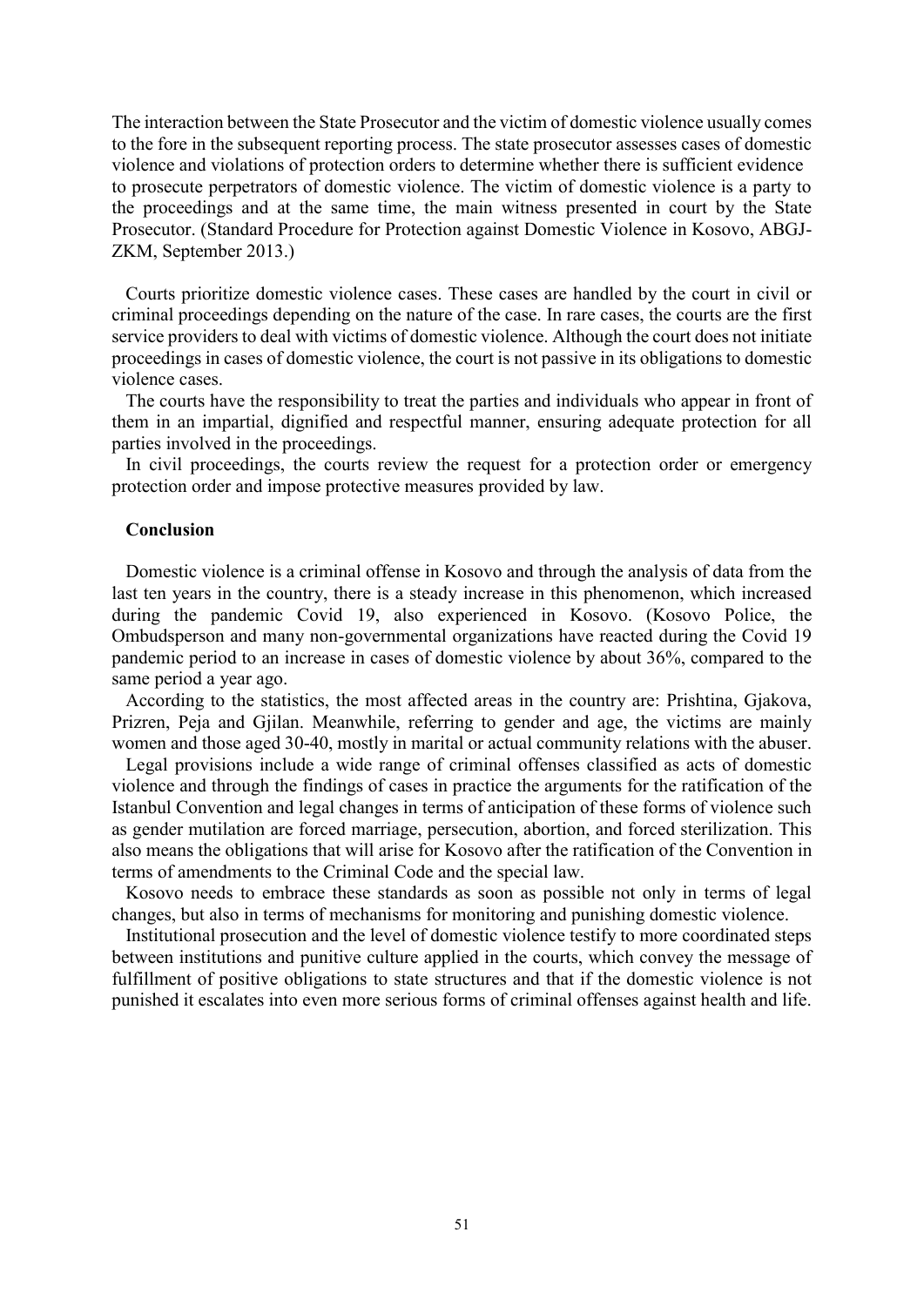The interaction between the State Prosecutor and the victim of domestic violence usually comes to the fore in the subsequent reporting process. The state prosecutor assesses cases of domestic violence and violations of protection orders to determine whether there is sufficient evidence to prosecute perpetrators of domestic violence. The victim of domestic violence is a party to the proceedings and at the same time, the main witness presented in court by the State Prosecutor. (Standard Procedure for Protection against Domestic Violence in Kosovo, ABGJ-ZKM, September 2013.)

Courts prioritize domestic violence cases. These cases are handled by the court in civil or criminal proceedings depending on the nature of the case. In rare cases, the courts are the first service providers to deal with victims of domestic violence. Although the court does not initiate proceedings in cases of domestic violence, the court is not passive in its obligations to domestic violence cases.

The courts have the responsibility to treat the parties and individuals who appear in front of them in an impartial, dignified and respectful manner, ensuring adequate protection for all parties involved in the proceedings.

In civil proceedings, the courts review the request for a protection order or emergency protection order and impose protective measures provided by law.

## Conclusion

Domestic violence is a criminal offense in Kosovo and through the analysis of data from the last ten years in the country, there is a steady increase in this phenomenon, which increased during the pandemic Covid 19, also experienced in Kosovo. (Kosovo Police, the Ombudsperson and many non-governmental organizations have reacted during the Covid 19 pandemic period to an increase in cases of domestic violence by about 36%, compared to the same period a year ago.

According to the statistics, the most affected areas in the country are: Prishtina, Gjakova, Prizren, Peja and Gjilan. Meanwhile, referring to gender and age, the victims are mainly women and those aged 30-40, mostly in marital or actual community relations with the abuser.

Legal provisions include a wide range of criminal offenses classified as acts of domestic violence and through the findings of cases in practice the arguments for the ratification of the Istanbul Convention and legal changes in terms of anticipation of these forms of violence such as gender mutilation are forced marriage, persecution, abortion, and forced sterilization. This also means the obligations that will arise for Kosovo after the ratification of the Convention in terms of amendments to the Criminal Code and the special law.

Kosovo needs to embrace these standards as soon as possible not only in terms of legal changes, but also in terms of mechanisms for monitoring and punishing domestic violence.

Institutional prosecution and the level of domestic violence testify to more coordinated steps between institutions and punitive culture applied in the courts, which convey the message of fulfillment of positive obligations to state structures and that if the domestic violence is not punished it escalates into even more serious forms of criminal offenses against health and life.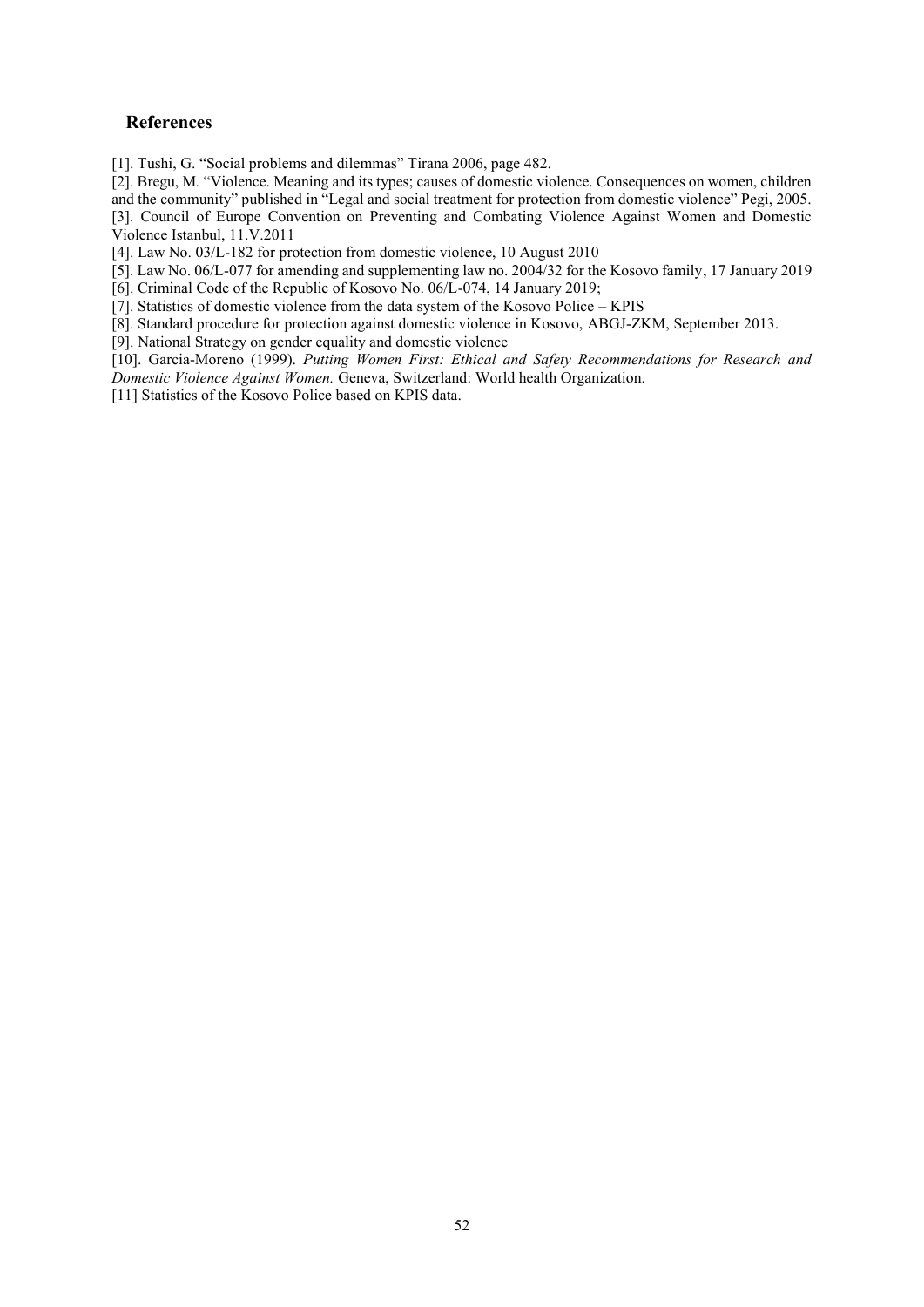## References

[1]. Tushi, G. "Social problems and dilemmas" Tirana 2006, page 482.

[2]. Bregu, M. "Violence. Meaning and its types; causes of domestic violence. Consequences on women, children and the community" published in "Legal and social treatment for protection from domestic violence" Pegi, 2005.

[3]. Council of Europe Convention on Preventing and Combating Violence Against Women and Domestic Violence Istanbul, 11.V.2011

[4]. Law No. 03/L-182 for protection from domestic violence, 10 August 2010

[5]. Law No. 06/L-077 for amending and supplementing law no. 2004/32 for the Kosovo family, 17 January 2019

[6]. Criminal Code of the Republic of Kosovo No. 06/L-074, 14 January 2019;

[7]. Statistics of domestic violence from the data system of the Kosovo Police – KPIS

[8]. Standard procedure for protection against domestic violence in Kosovo, ABGJ-ZKM, September 2013.

[9]. National Strategy on gender equality and domestic violence

[10]. Garcia-Moreno (1999). *Putting Women First: Ethical and Safety Recommendations for Research and Domestic Violence Against Women.* Geneva, Switzerland: World health Organization.

[11] Statistics of the Kosovo Police based on KPIS data.